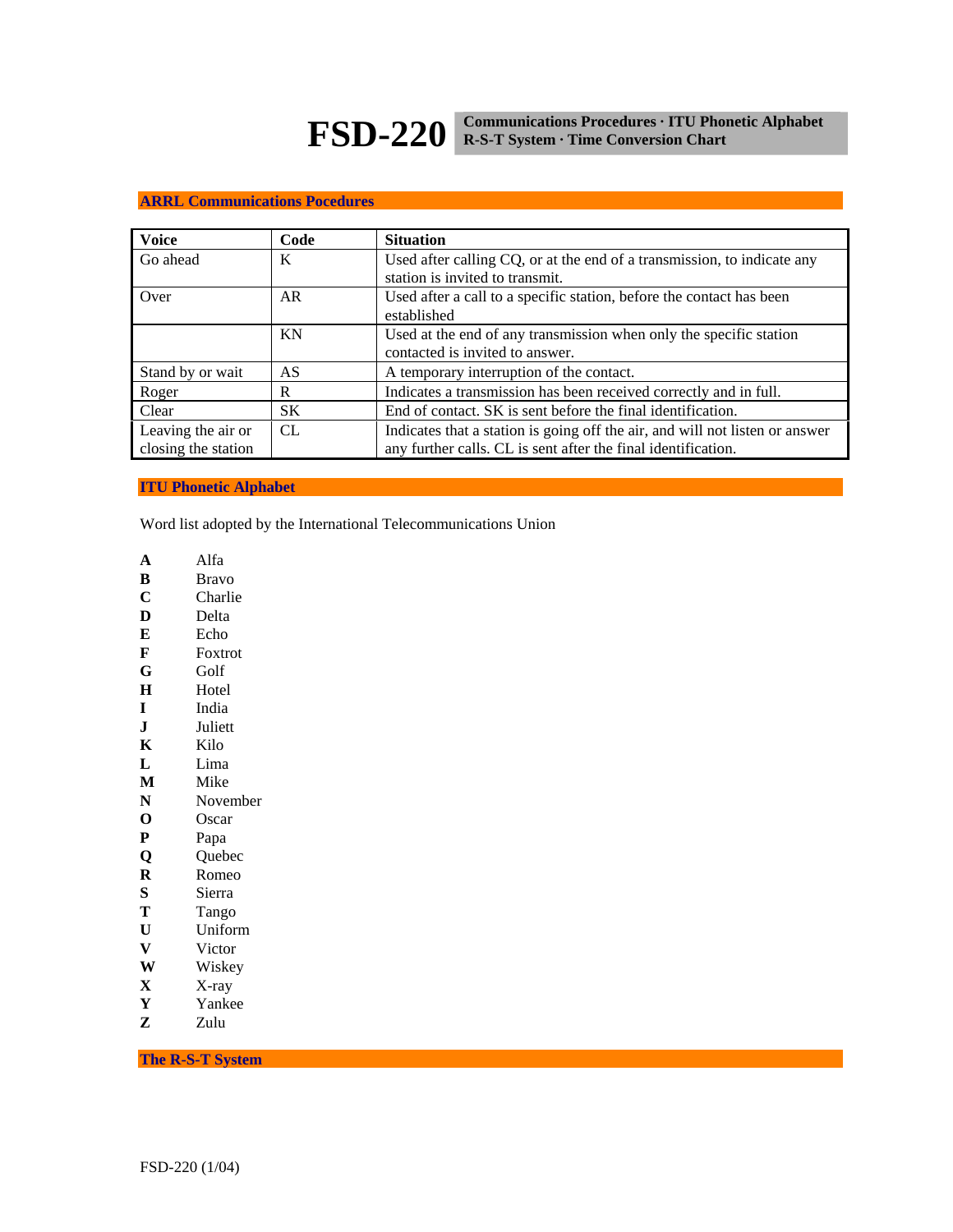# FSD-220

**Communications Procedures · ITU Phonetic Alphabet R-S-T System · Time Conversion Chart**

## ARRL Communications Pocedures

| Voice | Code | Situation |
|---|---|---|
| Go ahead | K | Used after calling CQ, or at the end of a transmission, to indicate any station is invited to transmit. |
| Over | AR | Used after a call to a specific station, before the contact has been established |
| | KN | Used at the end of any transmission when only the specific station contacted is invited to answer. |
| Stand by or wait | AS | A temporary interruption of the contact. |
| Roger | R | Indicates a transmission has been received correctly and in full. |
| Clear | SK | End of contact. SK is sent before the final identification. |
| Leaving the air or closing the station | CL | Indicates that a station is going off the air, and will not listen or answer any further calls. CL is sent after the final identification. |

## ITU Phonetic Alphabet

Word list adopted by the International Telecommunications Union

**A** Alfa
**B** Bravo
**C** Charlie
**D** Delta
**E** Echo
**F** Foxtrot
**G** Golf
**H** Hotel
**I** India
**J** Juliett
**K** Kilo
**L** Lima
**M** Mike
**N** November
**O** Oscar
**P** Papa
**Q** Quebec
**R** Romeo
**S** Sierra
**T** Tango
**U** Uniform
**V** Victor
**W** Wiskey
**X** X-ray
**Y** Yankee
**Z** Zulu

## The R-S-T System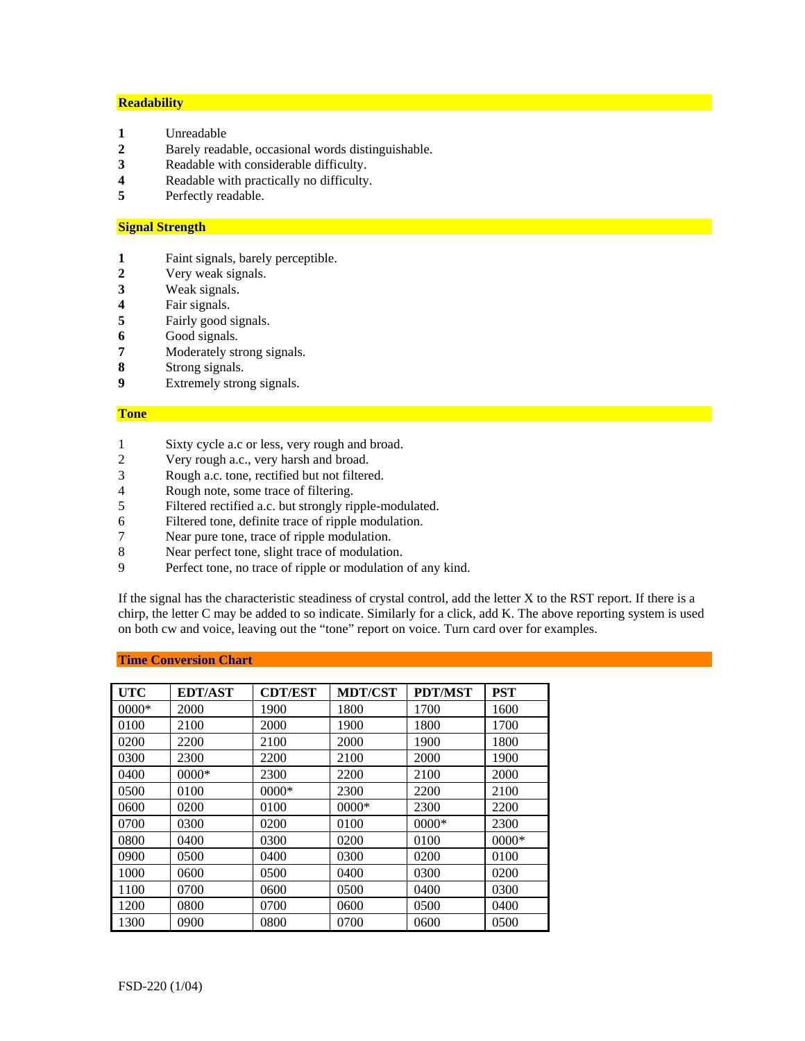## Readability

**1** Unreadable
**2** Barely readable, occasional words distinguishable.
**3** Readable with considerable difficulty.
**4** Readable with practically no difficulty.
**5** Perfectly readable.

## Signal Strength

**1** Faint signals, barely perceptible.
**2** Very weak signals.
**3** Weak signals.
**4** Fair signals.
**5** Fairly good signals.
**6** Good signals.
**7** Moderately strong signals.
**8** Strong signals.
**9** Extremely strong signals.

## Tone

1 Sixty cycle a.c or less, very rough and broad.
2 Very rough a.c., very harsh and broad.
3 Rough a.c. tone, rectified but not filtered.
4 Rough note, some trace of filtering.
5 Filtered rectified a.c. but strongly ripple-modulated.
6 Filtered tone, definite trace of ripple modulation.
7 Near pure tone, trace of ripple modulation.
8 Near perfect tone, slight trace of modulation.
9 Perfect tone, no trace of ripple or modulation of any kind.

If the signal has the characteristic steadiness of crystal control, add the letter X to the RST report. If there is a chirp, the letter C may be added to so indicate. Similarly for a click, add K. The above reporting system is used on both cw and voice, leaving out the "tone" report on voice. Turn card over for examples.

## Time Conversion Chart

| UTC | EDT/AST | CDT/EST | MDT/CST | PDT/MST | PST |
|---|---|---|---|---|---|
| 0000* | 2000 | 1900 | 1800 | 1700 | 1600 |
| 0100 | 2100 | 2000 | 1900 | 1800 | 1700 |
| 0200 | 2200 | 2100 | 2000 | 1900 | 1800 |
| 0300 | 2300 | 2200 | 2100 | 2000 | 1900 |
| 0400 | 0000* | 2300 | 2200 | 2100 | 2000 |
| 0500 | 0100 | 0000* | 2300 | 2200 | 2100 |
| 0600 | 0200 | 0100 | 0000* | 2300 | 2200 |
| 0700 | 0300 | 0200 | 0100 | 0000* | 2300 |
| 0800 | 0400 | 0300 | 0200 | 0100 | 0000* |
| 0900 | 0500 | 0400 | 0300 | 0200 | 0100 |
| 1000 | 0600 | 0500 | 0400 | 0300 | 0200 |
| 1100 | 0700 | 0600 | 0500 | 0400 | 0300 |
| 1200 | 0800 | 0700 | 0600 | 0500 | 0400 |
| 1300 | 0900 | 0800 | 0700 | 0600 | 0500 |

FSD-220 (1/04)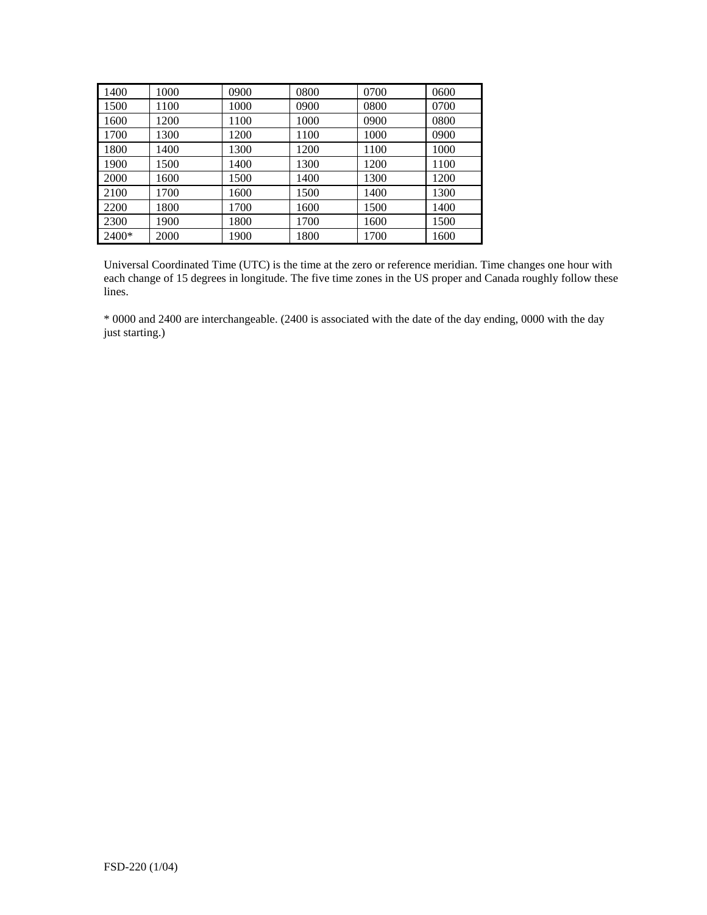| | | | | | |
|---|---|---|---|---|---|
| 1400 | 1000 | 0900 | 0800 | 0700 | 0600 |
| 1500 | 1100 | 1000 | 0900 | 0800 | 0700 |
| 1600 | 1200 | 1100 | 1000 | 0900 | 0800 |
| 1700 | 1300 | 1200 | 1100 | 1000 | 0900 |
| 1800 | 1400 | 1300 | 1200 | 1100 | 1000 |
| 1900 | 1500 | 1400 | 1300 | 1200 | 1100 |
| 2000 | 1600 | 1500 | 1400 | 1300 | 1200 |
| 2100 | 1700 | 1600 | 1500 | 1400 | 1300 |
| 2200 | 1800 | 1700 | 1600 | 1500 | 1400 |
| 2300 | 1900 | 1800 | 1700 | 1600 | 1500 |
| 2400* | 2000 | 1900 | 1800 | 1700 | 1600 |

Universal Coordinated Time (UTC) is the time at the zero or reference meridian. Time changes one hour with each change of 15 degrees in longitude. The five time zones in the US proper and Canada roughly follow these lines.

* 0000 and 2400 are interchangeable. (2400 is associated with the date of the day ending, 0000 with the day just starting.)

FSD-220 (1/04)